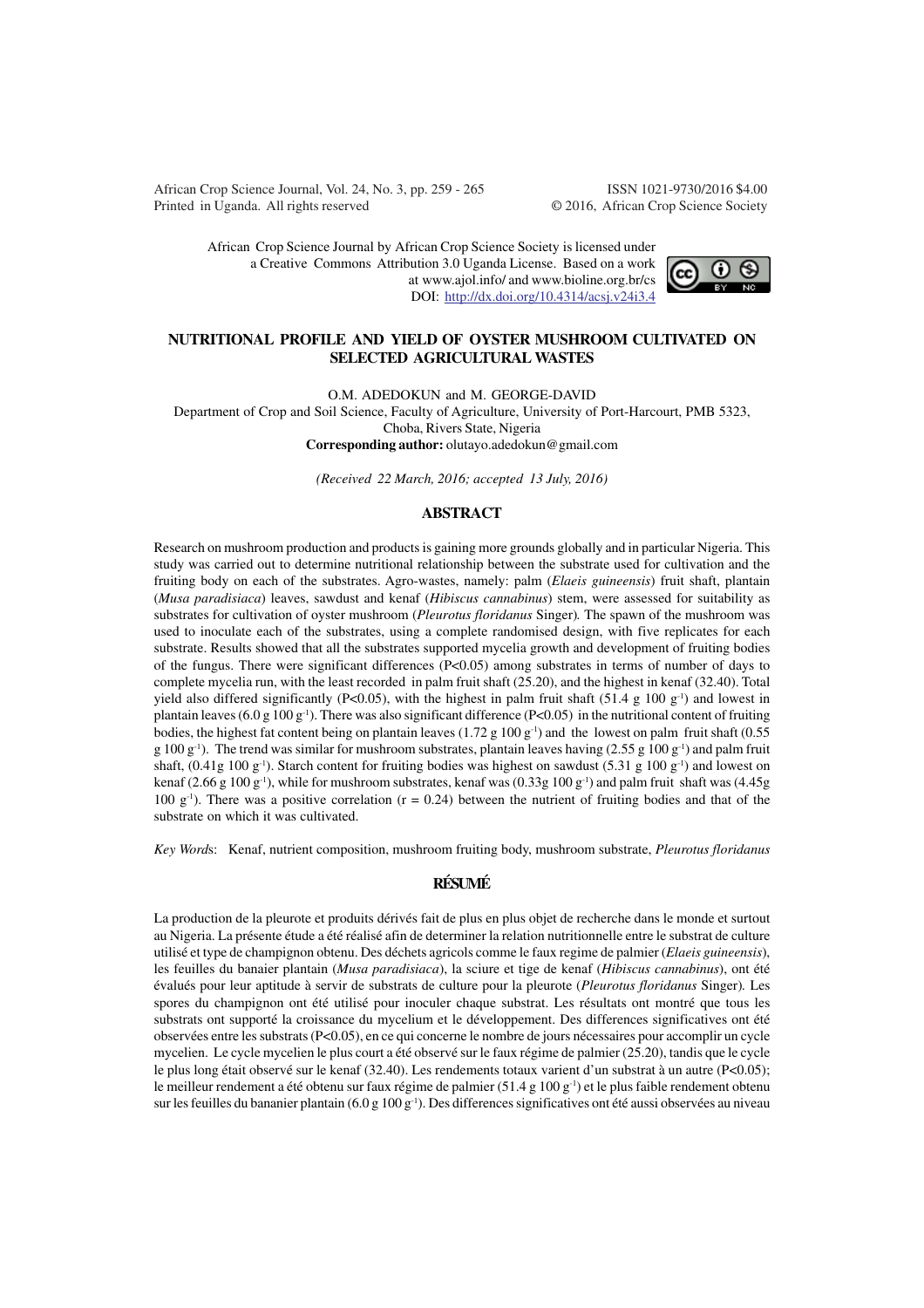African Crop Science Journal by African Crop Science Society is licensed under a Creative Commons Attribution 3.0 Uganda License. Based on a work at www.ajol.info/ and www.bioline.org.br/cs
DOI: http://dx.doi.org/10.4314/acsj.v24i3.4

# NUTRITIONAL PROFILE AND YIELD OF OYSTER MUSHROOM CULTIVATED ON SELECTED AGRICULTURAL WASTES

O.M. ADEDOKUN and M. GEORGE-DAVID

Department of Crop and Soil Science, Faculty of Agriculture, University of Port-Harcourt, PMB 5323, Choba, Rivers State, Nigeria

**Corresponding author:** olutayo.adedokun@gmail.com

*(Received 22 March, 2016; accepted 13 July, 2016)*

## ABSTRACT

Research on mushroom production and products is gaining more grounds globally and in particular Nigeria. This study was carried out to determine nutritional relationship between the substrate used for cultivation and the fruiting body on each of the substrates. Agro-wastes, namely: palm (*Elaeis guineensis*) fruit shaft, plantain (*Musa paradisiaca*) leaves, sawdust and kenaf (*Hibiscus cannabinus*) stem, were assessed for suitability as substrates for cultivation of oyster mushroom (*Pleurotus floridanus* Singer). The spawn of the mushroom was used to inoculate each of the substrates, using a complete randomised design, with five replicates for each substrate. Results showed that all the substrates supported mycelia growth and development of fruiting bodies of the fungus. There were significant differences ($P<0.05$) among substrates in terms of number of days to complete mycelia run, with the least recorded in palm fruit shaft (25.20), and the highest in kenaf (32.40). Total yield also differed significantly ($P<0.05$), with the highest in palm fruit shaft (51.4 g 100 $g^{-1}$) and lowest in plantain leaves (6.0 g 100 $g^{-1}$). There was also significant difference ($P<0.05$) in the nutritional content of fruiting bodies, the highest fat content being on plantain leaves (1.72 g 100 $g^{-1}$) and the lowest on palm fruit shaft (0.55 g 100 $g^{-1}$). The trend was similar for mushroom substrates, plantain leaves having (2.55 g 100 $g^{-1}$) and palm fruit shaft, (0.41g 100 $g^{-1}$). Starch content for fruiting bodies was highest on sawdust (5.31 g 100 $g^{-1}$) and lowest on kenaf (2.66 g 100 $g^{-1}$), while for mushroom substrates, kenaf was (0.33g 100 $g^{-1}$) and palm fruit shaft was (4.45g 100 $g^{-1}$). There was a positive correlation ($r = 0.24$) between the nutrient of fruiting bodies and that of the substrate on which it was cultivated.

*Key Words*: Kenaf, nutrient composition, mushroom fruiting body, mushroom substrate, *Pleurotus floridanus*

## RÉSUMÉ

La production de la pleurote et produits dérivés fait de plus en plus objet de recherche dans le monde et surtout au Nigeria. La présente étude a été réalisé afin de determiner la relation nutritionnelle entre le substrat de culture utilisé et type de champignon obtenu. Des déchets agricols comme le faux regime de palmier (*Elaeis guineensis*), les feuilles du banaier plantain (*Musa paradisiaca*), la sciure et tige de kenaf (*Hibiscus cannabinus*), ont été évalués pour leur aptitude à servir de substrats de culture pour la pleurote (*Pleurotus floridanus* Singer). Les spores du champignon ont été utilisé pour inoculer chaque substrat. Les résultats ont montré que tous les substrats ont supporté la croissance du mycelium et le développement. Des differences significatives ont été observées entre les substrats ($P<0.05$), en ce qui concerne le nombre de jours nécessaires pour accomplir un cycle mycelien. Le cycle mycelien le plus court a été observé sur le faux régime de palmier (25.20), tandis que le cycle le plus long était observé sur le kenaf (32.40). Les rendements totaux varient d'un substrat à un autre ($P<0.05$); le meilleur rendement a été obtenu sur faux régime de palmier (51.4 g 100 $g^{-1}$) et le plus faible rendement obtenu sur les feuilles du bananier plantain (6.0 g 100 $g^{-1}$). Des differences significatives ont été aussi observées au niveau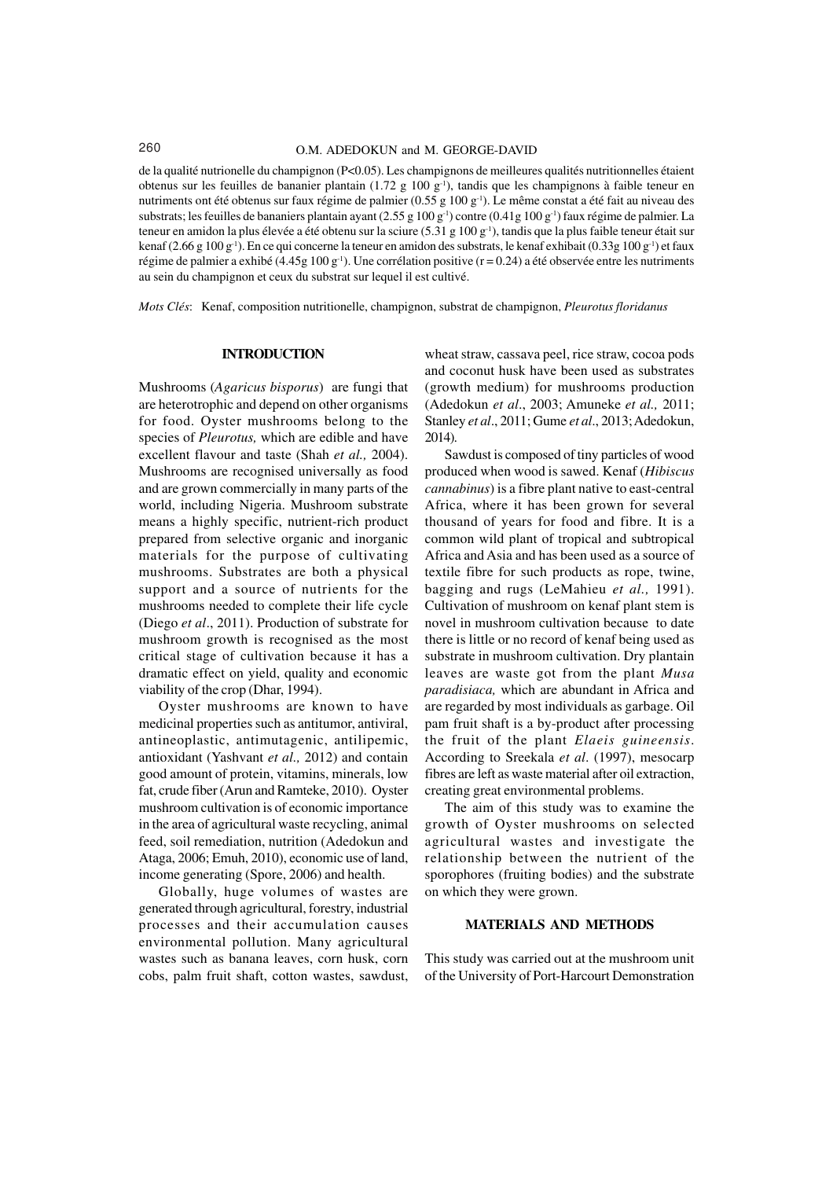de la qualité nutrionelle du champignon (P<0.05). Les champignons de meilleures qualités nutritionnelles étaient obtenus sur les feuilles de bananier plantain (1.72 g 100 g$^{-1}$), tandis que les champignons à faible teneur en nutriments ont été obtenus sur faux régime de palmier (0.55 g 100 g$^{-1}$). Le même constat a été fait au niveau des substrats; les feuilles de bananiers plantain ayant (2.55 g 100 g$^{-1}$) contre (0.41g 100 g$^{-1}$) faux régime de palmier. La teneur en amidon la plus élevée a été obtenu sur la sciure (5.31 g 100 g$^{-1}$), tandis que la plus faible teneur était sur kenaf (2.66 g 100 g$^{-1}$). En ce qui concerne la teneur en amidon des substrats, le kenaf exhibait (0.33g 100 g$^{-1}$) et faux régime de palmier a exhibé (4.45g 100 g$^{-1}$). Une corrélation positive (r = 0.24) a été observée entre les nutriments au sein du champignon et ceux du substrat sur lequel il est cultivé.

*Mots Clés*: Kenaf, composition nutritionelle, champignon, substrat de champignon, *Pleurotus floridanus*

## INTRODUCTION

Mushrooms (*Agaricus bisporus*) are fungi that are heterotrophic and depend on other organisms for food. Oyster mushrooms belong to the species of *Pleurotus,* which are edible and have excellent flavour and taste (Shah *et al.,* 2004). Mushrooms are recognised universally as food and are grown commercially in many parts of the world, including Nigeria. Mushroom substrate means a highly specific, nutrient-rich product prepared from selective organic and inorganic materials for the purpose of cultivating mushrooms. Substrates are both a physical support and a source of nutrients for the mushrooms needed to complete their life cycle (Diego *et al*., 2011). Production of substrate for mushroom growth is recognised as the most critical stage of cultivation because it has a dramatic effect on yield, quality and economic viability of the crop (Dhar, 1994).

Oyster mushrooms are known to have medicinal properties such as antitumor, antiviral, antineoplastic, antimutagenic, antilipemic, antioxidant (Yashvant *et al.,* 2012) and contain good amount of protein, vitamins, minerals, low fat, crude fiber (Arun and Ramteke, 2010). Oyster mushroom cultivation is of economic importance in the area of agricultural waste recycling, animal feed, soil remediation, nutrition (Adedokun and Ataga, 2006; Emuh, 2010), economic use of land, income generating (Spore, 2006) and health.

Globally, huge volumes of wastes are generated through agricultural, forestry, industrial processes and their accumulation causes environmental pollution. Many agricultural wastes such as banana leaves, corn husk, corn cobs, palm fruit shaft, cotton wastes, sawdust, wheat straw, cassava peel, rice straw, cocoa pods and coconut husk have been used as substrates (growth medium) for mushrooms production (Adedokun *et al*., 2003; Amuneke *et al.,* 2011; Stanley *et al*., 2011; Gume *et al*., 2013; Adedokun, 2014).

Sawdust is composed of tiny particles of wood produced when wood is sawed. Kenaf (*Hibiscus cannabinus*) is a fibre plant native to east-central Africa, where it has been grown for several thousand of years for food and fibre. It is a common wild plant of tropical and subtropical Africa and Asia and has been used as a source of textile fibre for such products as rope, twine, bagging and rugs (LeMahieu *et al.,* 1991). Cultivation of mushroom on kenaf plant stem is novel in mushroom cultivation because to date there is little or no record of kenaf being used as substrate in mushroom cultivation. Dry plantain leaves are waste got from the plant *Musa paradisiaca,* which are abundant in Africa and are regarded by most individuals as garbage. Oil pam fruit shaft is a by-product after processing the fruit of the plant *Elaeis guineensis*. According to Sreekala *et al*. (1997), mesocarp fibres are left as waste material after oil extraction, creating great environmental problems.

The aim of this study was to examine the growth of Oyster mushrooms on selected agricultural wastes and investigate the relationship between the nutrient of the sporophores (fruiting bodies) and the substrate on which they were grown.

## MATERIALS AND METHODS

This study was carried out at the mushroom unit of the University of Port-Harcourt Demonstration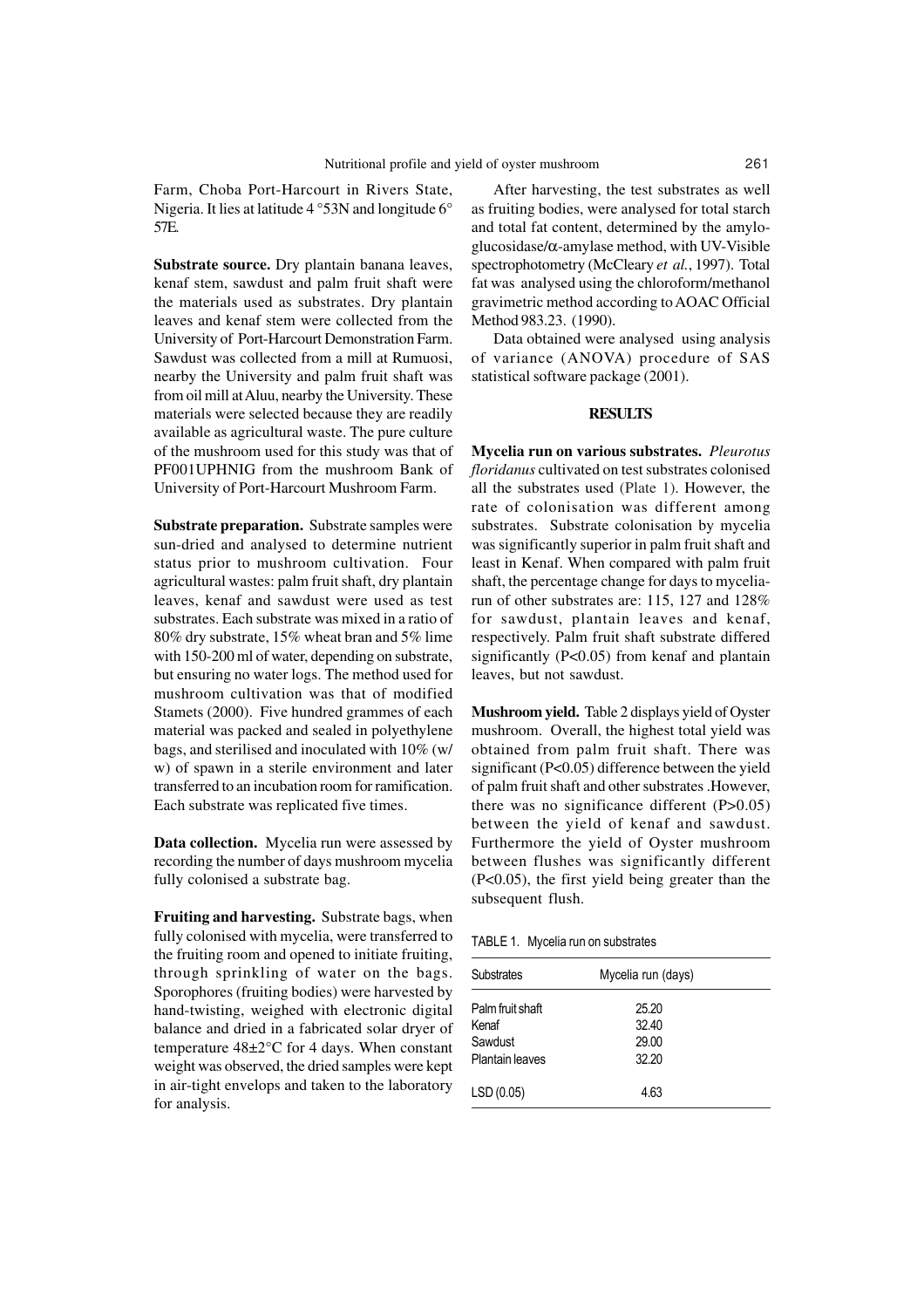Farm, Choba Port-Harcourt in Rivers State, Nigeria. It lies at latitude 4 °53N and longitude 6° 57E.

**Substrate source.** Dry plantain banana leaves, kenaf stem, sawdust and palm fruit shaft were the materials used as substrates. Dry plantain leaves and kenaf stem were collected from the University of Port-Harcourt Demonstration Farm. Sawdust was collected from a mill at Rumuosi, nearby the University and palm fruit shaft was from oil mill at Aluu, nearby the University. These materials were selected because they are readily available as agricultural waste. The pure culture of the mushroom used for this study was that of PF001UPHNIG from the mushroom Bank of University of Port-Harcourt Mushroom Farm.

**Substrate preparation.** Substrate samples were sun-dried and analysed to determine nutrient status prior to mushroom cultivation. Four agricultural wastes: palm fruit shaft, dry plantain leaves, kenaf and sawdust were used as test substrates. Each substrate was mixed in a ratio of 80% dry substrate, 15% wheat bran and 5% lime with 150-200 ml of water, depending on substrate, but ensuring no water logs. The method used for mushroom cultivation was that of modified Stamets (2000). Five hundred grammes of each material was packed and sealed in polyethylene bags, and sterilised and inoculated with 10% (w/w) of spawn in a sterile environment and later transferred to an incubation room for ramification. Each substrate was replicated five times.

**Data collection.** Mycelia run were assessed by recording the number of days mushroom mycelia fully colonised a substrate bag.

**Fruiting and harvesting.** Substrate bags, when fully colonised with mycelia, were transferred to the fruiting room and opened to initiate fruiting, through sprinkling of water on the bags. Sporophores (fruiting bodies) were harvested by hand-twisting, weighed with electronic digital balance and dried in a fabricated solar dryer of temperature 48±2°C for 4 days. When constant weight was observed, the dried samples were kept in air-tight envelops and taken to the laboratory for analysis.

After harvesting, the test substrates as well as fruiting bodies, were analysed for total starch and total fat content, determined by the amyloglucosidase/α-amylase method, with UV-Visible spectrophotometry (McCleary *et al.*, 1997). Total fat was analysed using the chloroform/methanol gravimetric method according to AOAC Official Method 983.23. (1990).

Data obtained were analysed using analysis of variance (ANOVA) procedure of SAS statistical software package (2001).

## RESULTS

**Mycelia run on various substrates.** *Pleurotus floridanus* cultivated on test substrates colonised all the substrates used (Plate 1). However, the rate of colonisation was different among substrates. Substrate colonisation by mycelia was significantly superior in palm fruit shaft and least in Kenaf. When compared with palm fruit shaft, the percentage change for days to mycelia-run of other substrates are: 115, 127 and 128% for sawdust, plantain leaves and kenaf, respectively. Palm fruit shaft substrate differed significantly ($P<0.05$) from kenaf and plantain leaves, but not sawdust.

**Mushroom yield.** Table 2 displays yield of Oyster mushroom. Overall, the highest total yield was obtained from palm fruit shaft. There was significant ($P<0.05$) difference between the yield of palm fruit shaft and other substrates .However, there was no significance different ($P>0.05$) between the yield of kenaf and sawdust. Furthermore the yield of Oyster mushroom between flushes was significantly different ($P<0.05$), the first yield being greater than the subsequent flush.

TABLE 1. Mycelia run on substrates

| Substrates | Mycelia run (days) |
|---|---|
| Palm fruit shaft | 25.20 |
| Kenaf | 32.40 |
| Sawdust | 29.00 |
| Plantain leaves | 32.20 |
| LSD (0.05) | 4.63 |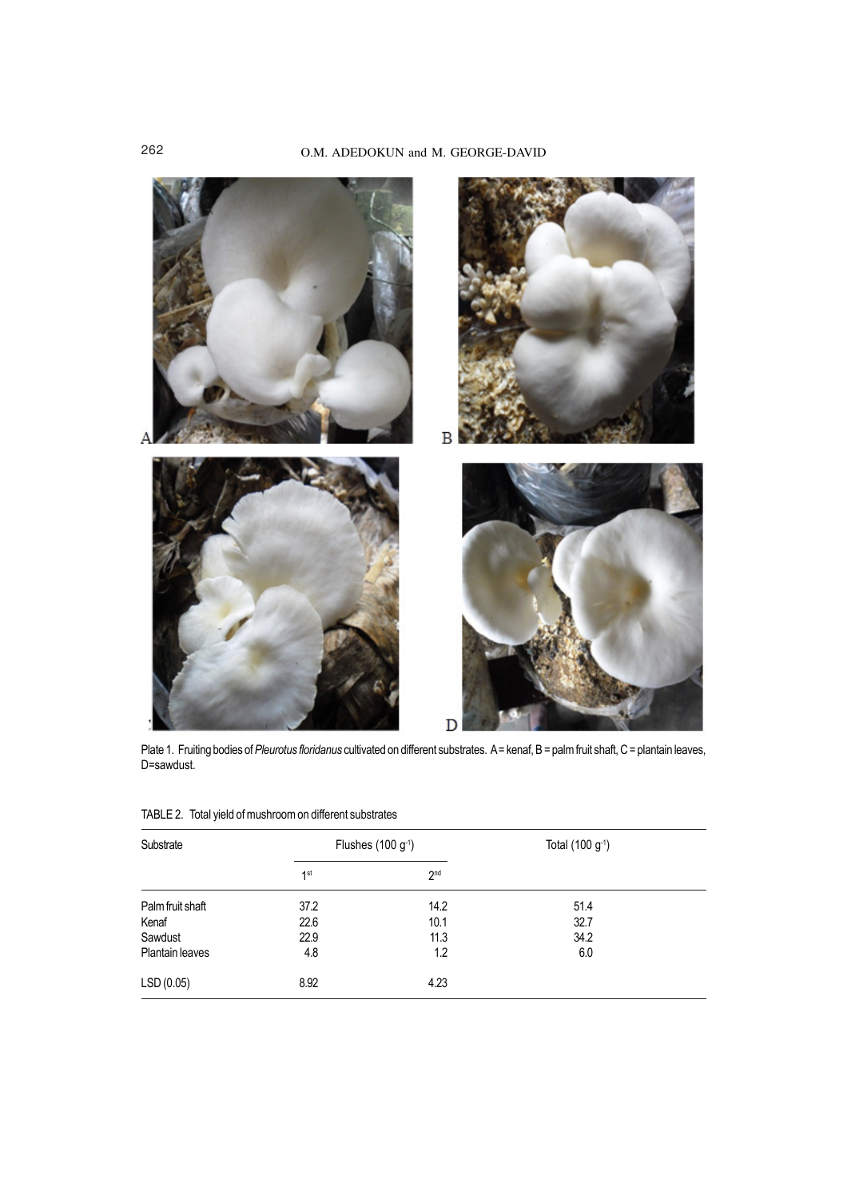Plate 1. Fruiting bodies of *Pleurotus floridanus* cultivated on different substrates. A= kenaf, B = palm fruit shaft, C = plantain leaves, D=sawdust.

TABLE 2. Total yield of mushroom on different substrates

| Substrate | Flushes (100 $g^{-1}$) | | Total (100 $g^{-1}$) |
|---|---|---|---|
| | 1[st] | 2[nd] | |
| Palm fruit shaft | 37.2 | 14.2 | 51.4 |
| Kenaf | 22.6 | 10.1 | 32.7 |
| Sawdust | 22.9 | 11.3 | 34.2 |
| Plantain leaves | 4.8 | 1.2 | 6.0 |
| LSD (0.05) | 8.92 | 4.23 | |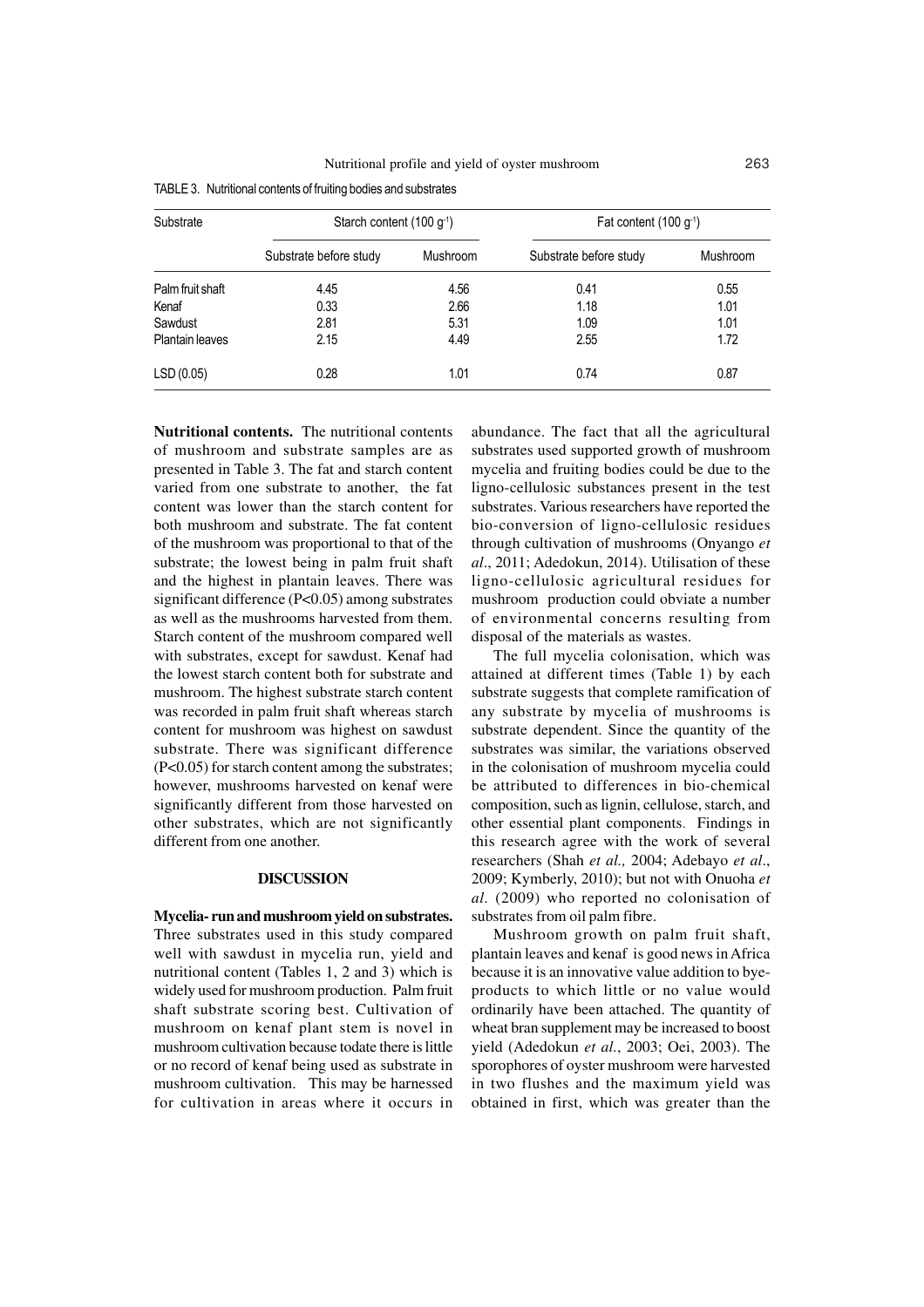TABLE 3. Nutritional contents of fruiting bodies and substrates

| Substrate | Starch content (100 $g^{-1}$) | | Fat content (100 $g^{-1}$) | |
|---|---|---|---|---|
| | Substrate before study | Mushroom | Substrate before study | Mushroom |
| Palm fruit shaft | 4.45 | 4.56 | 0.41 | 0.55 |
| Kenaf | 0.33 | 2.66 | 1.18 | 1.01 |
| Sawdust | 2.81 | 5.31 | 1.09 | 1.01 |
| Plantain leaves | 2.15 | 4.49 | 2.55 | 1.72 |
| LSD (0.05) | 0.28 | 1.01 | 0.74 | 0.87 |

**Nutritional contents.** The nutritional contents of mushroom and substrate samples are as presented in Table 3. The fat and starch content varied from one substrate to another, the fat content was lower than the starch content for both mushroom and substrate. The fat content of the mushroom was proportional to that of the substrate; the lowest being in palm fruit shaft and the highest in plantain leaves. There was significant difference ($P<0.05$) among substrates as well as the mushrooms harvested from them. Starch content of the mushroom compared well with substrates, except for sawdust. Kenaf had the lowest starch content both for substrate and mushroom. The highest substrate starch content was recorded in palm fruit shaft whereas starch content for mushroom was highest on sawdust substrate. There was significant difference ($P<0.05$) for starch content among the substrates; however, mushrooms harvested on kenaf were significantly different from those harvested on other substrates, which are not significantly different from one another.

## DISCUSSION

**Mycelia- run and mushroom yield on substrates.** Three substrates used in this study compared well with sawdust in mycelia run, yield and nutritional content (Tables 1, 2 and 3) which is widely used for mushroom production. Palm fruit shaft substrate scoring best. Cultivation of mushroom on kenaf plant stem is novel in mushroom cultivation because todate there is little or no record of kenaf being used as substrate in mushroom cultivation. This may be harnessed for cultivation in areas where it occurs in abundance. The fact that all the agricultural substrates used supported growth of mushroom mycelia and fruiting bodies could be due to the ligno-cellulosic substances present in the test substrates. Various researchers have reported the bio-conversion of ligno-cellulosic residues through cultivation of mushrooms (Onyango *et al*., 2011; Adedokun, 2014). Utilisation of these ligno-cellulosic agricultural residues for mushroom production could obviate a number of environmental concerns resulting from disposal of the materials as wastes.

The full mycelia colonisation, which was attained at different times (Table 1) by each substrate suggests that complete ramification of any substrate by mycelia of mushrooms is substrate dependent. Since the quantity of the substrates was similar, the variations observed in the colonisation of mushroom mycelia could be attributed to differences in bio-chemical composition, such as lignin, cellulose, starch, and other essential plant components. Findings in this research agree with the work of several researchers (Shah *et al.,* 2004; Adebayo *et al*., 2009; Kymberly, 2010); but not with Onuoha *et al*. (2009) who reported no colonisation of substrates from oil palm fibre.

Mushroom growth on palm fruit shaft, plantain leaves and kenaf is good news in Africa because it is an innovative value addition to bye-products to which little or no value would ordinarily have been attached. The quantity of wheat bran supplement may be increased to boost yield (Adedokun *et al.*, 2003; Oei, 2003). The sporophores of oyster mushroom were harvested in two flushes and the maximum yield was obtained in first, which was greater than the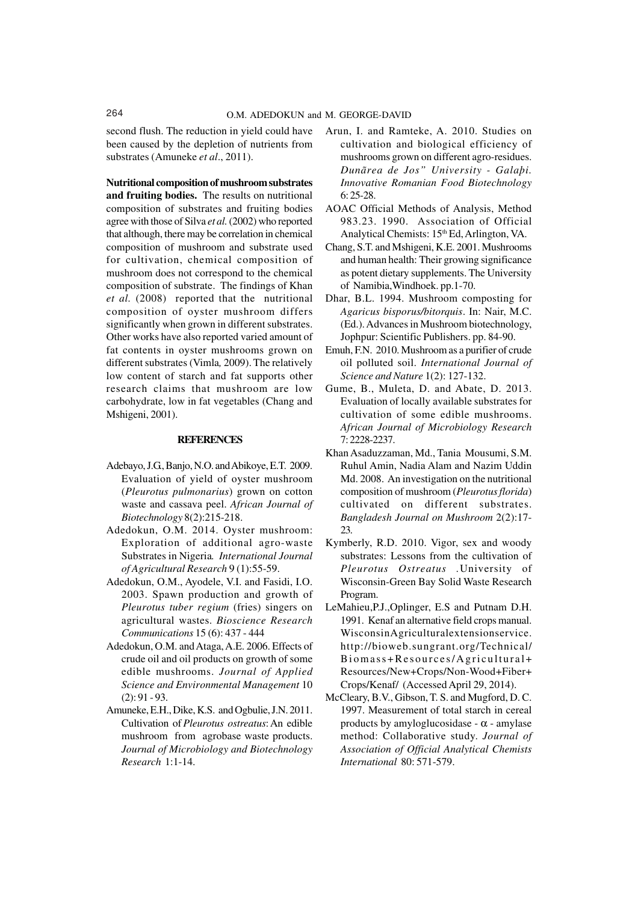second flush. The reduction in yield could have been caused by the depletion of nutrients from substrates (Amuneke *et al*., 2011).

**Nutritional composition of mushroom substrates and fruiting bodies.** The results on nutritional composition of substrates and fruiting bodies agree with those of Silva *et al.* (2002) who reported that although, there may be correlation in chemical composition of mushroom and substrate used for cultivation, chemical composition of mushroom does not correspond to the chemical composition of substrate. The findings of Khan *et al.* (2008) reported that the nutritional composition of oyster mushroom differs significantly when grown in different substrates. Other works have also reported varied amount of fat contents in oyster mushrooms grown on different substrates (Vimla*,* 2009). The relatively low content of starch and fat supports other research claims that mushroom are low carbohydrate, low in fat vegetables (Chang and Mshigeni, 2001).

## REFERENCES

- Adebayo, J.G, Banjo, N.O. and Abikoye, E.T. 2009. Evaluation of yield of oyster mushroom (*Pleurotus pulmonarius*) grown on cotton waste and cassava peel. *African Journal of Biotechnology* 8(2):215-218.
- Adedokun, O.M. 2014. Oyster mushroom: Exploration of additional agro-waste Substrates in Nigeria*. International Journal of Agricultural Research* 9 (1):55-59.
- Adedokun, O.M., Ayodele, V.I. and Fasidi, I.O. 2003. Spawn production and growth of *Pleurotus tuber regium* (fries) singers on agricultural wastes. *Bioscience Research Communications* 15 (6): 437 - 444
- Adedokun, O.M. and Ataga, A.E. 2006. Effects of crude oil and oil products on growth of some edible mushrooms. *Journal of Applied Science and Environmental Management* 10 (2): 91 - 93.
- Amuneke, E.H., Dike, K.S. and Ogbulie, J.N. 2011. Cultivation of *Pleurotus ostreatus*: An edible mushroom from agrobase waste products. *Journal of Microbiology and Biotechnology Research* 1:1-14.
- Arun, I. and Ramteke, A. 2010. Studies on cultivation and biological efficiency of mushrooms grown on different agro-residues. *Dunãrea de Jos" University - Galaþi. Innovative Romanian Food Biotechnology* 6: 25-28.
- AOAC Official Methods of Analysis, Method 983.23. 1990. Association of Official Analytical Chemists: 15th Ed, Arlington, VA.
- Chang, S.T. and Mshigeni, K.E. 2001. Mushrooms and human health: Their growing significance as potent dietary supplements. The University of Namibia,Windhoek. pp.1-70.
- Dhar, B.L. 1994. Mushroom composting for *Agaricus bisporus/bitorquis*. In: Nair, M.C. (Ed.). Advances in Mushroom biotechnology, Jophpur: Scientific Publishers. pp. 84-90.
- Emuh, F.N. 2010. Mushroom as a purifier of crude oil polluted soil. *International Journal of Science and Nature* 1(2): 127-132.
- Gume, B., Muleta, D. and Abate, D. 2013. Evaluation of locally available substrates for cultivation of some edible mushrooms. *African Journal of Microbiology Research* 7: 2228-2237.
- Khan Asaduzzaman, Md., Tania Mousumi, S.M. Ruhul Amin, Nadia Alam and Nazim Uddin Md. 2008. An investigation on the nutritional composition of mushroom (*Pleurotus florida*) cultivated on different substrates. *Bangladesh Journal on Mushroom* 2(2):17-23*.*
- Kymberly, R.D. 2010. Vigor, sex and woody substrates: Lessons from the cultivation of *Pleurotus Ostreatus* .University of Wisconsin-Green Bay Solid Waste Research Program.
- LeMahieu,P.J.,Oplinger, E.S and Putnam D.H. 1991. Kenaf an alternative field crops manual. WisconsinAgriculturalextensionservice. http://bioweb.sungrant.org/Technical/Biomass+Resources/Agricultural+Resources/New+Crops/Non-Wood+Fiber+Crops/Kenaf/ (Accessed April 29, 2014).
- McCleary, B.V., Gibson, T. S. and Mugford, D. C. 1997. Measurement of total starch in cereal products by amyloglucosidase - $\alpha$ - amylase method: Collaborative study. *Journal of Association of Official Analytical Chemists International* 80: 571-579.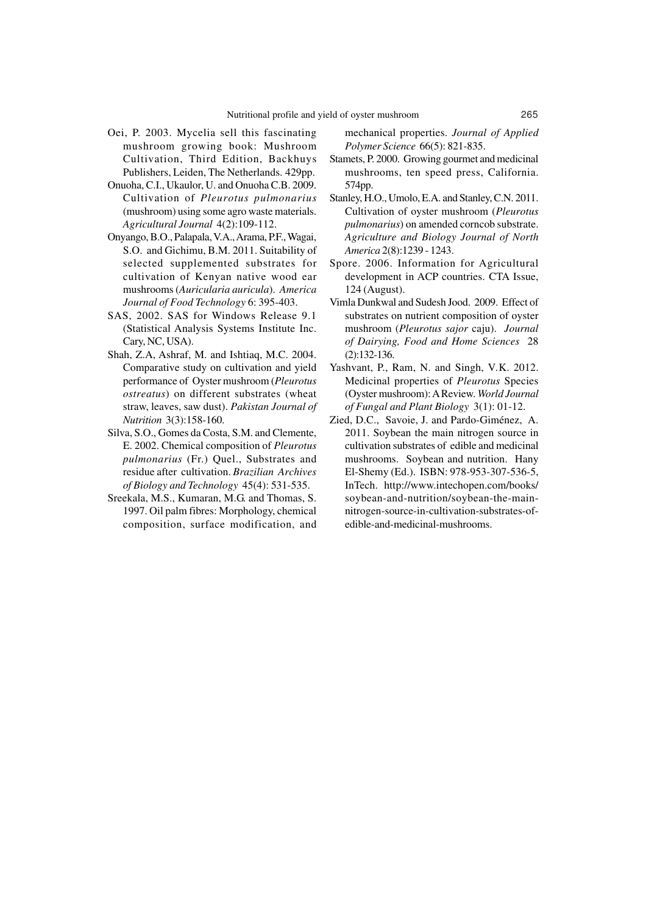Oei, P. 2003. Mycelia sell this fascinating mushroom growing book: Mushroom Cultivation, Third Edition, Backhuys Publishers, Leiden, The Netherlands. 429pp.

Onuoha, C.I., Ukaulor, U. and Onuoha C.B. 2009. Cultivation of *Pleurotus pulmonarius* (mushroom) using some agro waste materials. *Agricultural Journal* 4(2):109-112.

Onyango, B.O., Palapala, V.A., Arama, P.F., Wagai, S.O. and Gichimu, B.M. 2011. Suitability of selected supplemented substrates for cultivation of Kenyan native wood ear mushrooms (*Auricularia auricula*). *America Journal of Food Technology* 6: 395-403.

SAS, 2002. SAS for Windows Release 9.1 (Statistical Analysis Systems Institute Inc. Cary, NC, USA).

Shah, Z.A, Ashraf, M. and Ishtiaq, M.C. 2004. Comparative study on cultivation and yield performance of Oyster mushroom (*Pleurotus ostreatus*) on different substrates (wheat straw, leaves, saw dust). *Pakistan Journal of Nutrition* 3(3):158-160.

Silva, S.O., Gomes da Costa, S.M. and Clemente, E. 2002. Chemical composition of *Pleurotus pulmonarius* (Fr.) Quel., Substrates and residue after cultivation. *Brazilian Archives of Biology and Technology* 45(4): 531-535.

Sreekala, M.S., Kumaran, M.G. and Thomas, S. 1997. Oil palm fibres: Morphology, chemical composition, surface modification, and mechanical properties. *Journal of Applied Polymer Science* 66(5): 821-835.

Stamets, P. 2000. Growing gourmet and medicinal mushrooms, ten speed press, California. 574pp.

Stanley, H.O., Umolo, E.A. and Stanley, C.N. 2011. Cultivation of oyster mushroom (*Pleurotus pulmonarius*) on amended corncob substrate. *Agriculture and Biology Journal of North America* 2(8):1239 - 1243.

Spore. 2006. Information for Agricultural development in ACP countries. CTA Issue, 124 (August).

Vimla Dunkwal and Sudesh Jood. 2009. Effect of substrates on nutrient composition of oyster mushroom (*Pleurotus sajor* caju). *Journal of Dairying, Food and Home Sciences* 28 (2):132-136.

Yashvant, P., Ram, N. and Singh, V.K. 2012. Medicinal properties of *Pleurotus* Species (Oyster mushroom): A Review. *World Journal of Fungal and Plant Biology* 3(1): 01-12.

Zied, D.C., Savoie, J. and Pardo-Giménez, A. 2011. Soybean the main nitrogen source in cultivation substrates of edible and medicinal mushrooms. Soybean and nutrition. Hany El-Shemy (Ed.). ISBN: 978-953-307-536-5, InTech. http://www.intechopen.com/books/soybean-and-nutrition/soybean-the-main-nitrogen-source-in-cultivation-substrates-of-edible-and-medicinal-mushrooms.